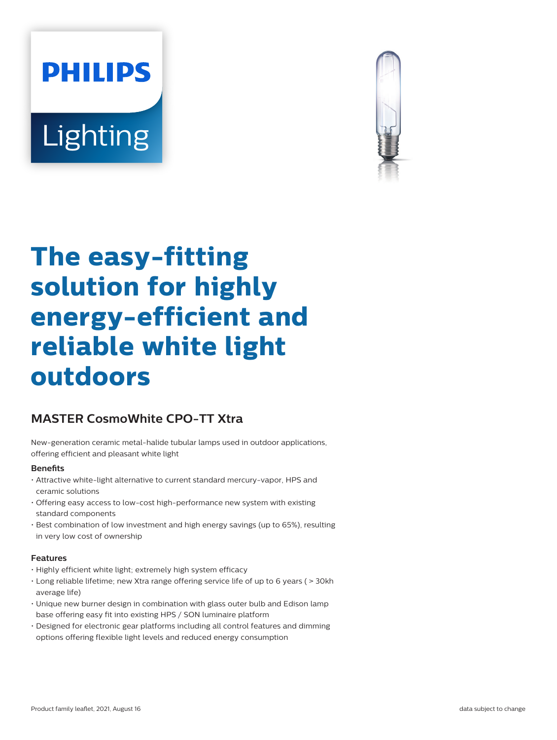# The easy-fitting solution for highly energy-efficient and reliable white light outdoors

## MASTER CosmoWhite CPO-TT Xtra

New-generation ceramic metal-halide tubular lamps used in outdoor applications, offering efficient and pleasant white light

### Benefits

- Attractive white-light alternative to current standard mercury-vapor, HPS and ceramic solutions
- Offering easy access to low-cost high-performance new system with existing standard components
- Best combination of low investment and high energy savings (up to 65%), resulting in very low cost of ownership

### Features

- Highly efficient white light; extremely high system efficacy
- Long reliable lifetime; new Xtra range offering service life of up to 6 years ( > 30kh average life)
- Unique new burner design in combination with glass outer bulb and Edison lamp base offering easy fit into existing HPS / SON luminaire platform
- Designed for electronic gear platforms including all control features and dimming options offering flexible light levels and reduced energy consumption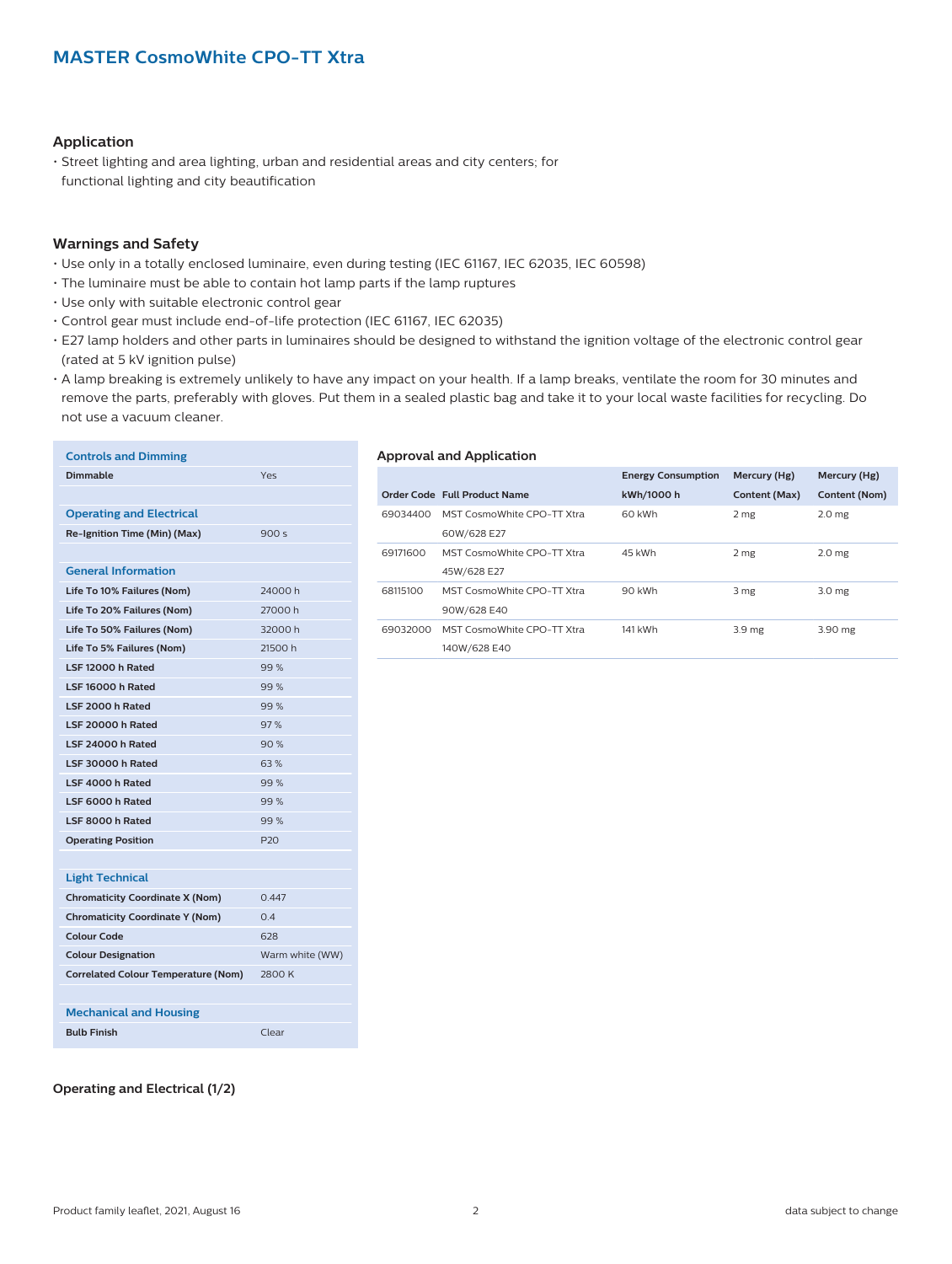## MASTER CosmoWhite CPO-TT Xtra

### Application

- Street lighting and area lighting, urban and residential areas and city centers; for functional lighting and city beautification

### Warnings and Safety

- Use only in a totally enclosed luminaire, even during testing (IEC 61167, IEC 62035, IEC 60598)
- The luminaire must be able to contain hot lamp parts if the lamp ruptures
- Use only with suitable electronic control gear
- Control gear must include end-of-life protection (IEC 61167, IEC 62035)
- E27 lamp holders and other parts in luminaires should be designed to withstand the ignition voltage of the electronic control gear (rated at 5 kV ignition pulse)
- A lamp breaking is extremely unlikely to have any impact on your health. If a lamp breaks, ventilate the room for 30 minutes and remove the parts, preferably with gloves. Put them in a sealed plastic bag and take it to your local waste facilities for recycling. Do not use a vacuum cleaner.

| Controls and Dimming | |
|---|---|
| **Dimmable** | Yes |
| **Operating and Electrical** | |
| **Re-Ignition Time (Min) (Max)** | 900 s |
| **General Information** | |
| **Life To 10% Failures (Nom)** | 24000 h |
| **Life To 20% Failures (Nom)** | 27000 h |
| **Life To 50% Failures (Nom)** | 32000 h |
| **Life To 5% Failures (Nom)** | 21500 h |
| **LSF 12000 h Rated** | 99 % |
| **LSF 16000 h Rated** | 99 % |
| **LSF 2000 h Rated** | 99 % |
| **LSF 20000 h Rated** | 97 % |
| **LSF 24000 h Rated** | 90 % |
| **LSF 30000 h Rated** | 63 % |
| **LSF 4000 h Rated** | 99 % |
| **LSF 6000 h Rated** | 99 % |
| **LSF 8000 h Rated** | 99 % |
| **Operating Position** | P20 |
| **Light Technical** | |
| **Chromaticity Coordinate X (Nom)** | 0.447 |
| **Chromaticity Coordinate Y (Nom)** | 0.4 |
| **Colour Code** | 628 |
| **Colour Designation** | Warm white (WW) |
| **Correlated Colour Temperature (Nom)** | 2800 K |
| **Mechanical and Housing** | |
| **Bulb Finish** | Clear |

### Approval and Application

| Order Code | Full Product Name | Energy Consumption kWh/1000 h | Mercury (Hg) Content (Max) | Mercury (Hg) Content (Nom) |
|---|---|---|---|---|
| 69034400 | MST CosmoWhite CPO-TT Xtra 60W/628 E27 | 60 kWh | 2 mg | 2.0 mg |
| 69171600 | MST CosmoWhite CPO-TT Xtra 45W/628 E27 | 45 kWh | 2 mg | 2.0 mg |
| 68115100 | MST CosmoWhite CPO-TT Xtra 90W/628 E40 | 90 kWh | 3 mg | 3.0 mg |
| 69032000 | MST CosmoWhite CPO-TT Xtra 140W/628 E40 | 141 kWh | 3.9 mg | 3.90 mg |

### Operating and Electrical (1/2)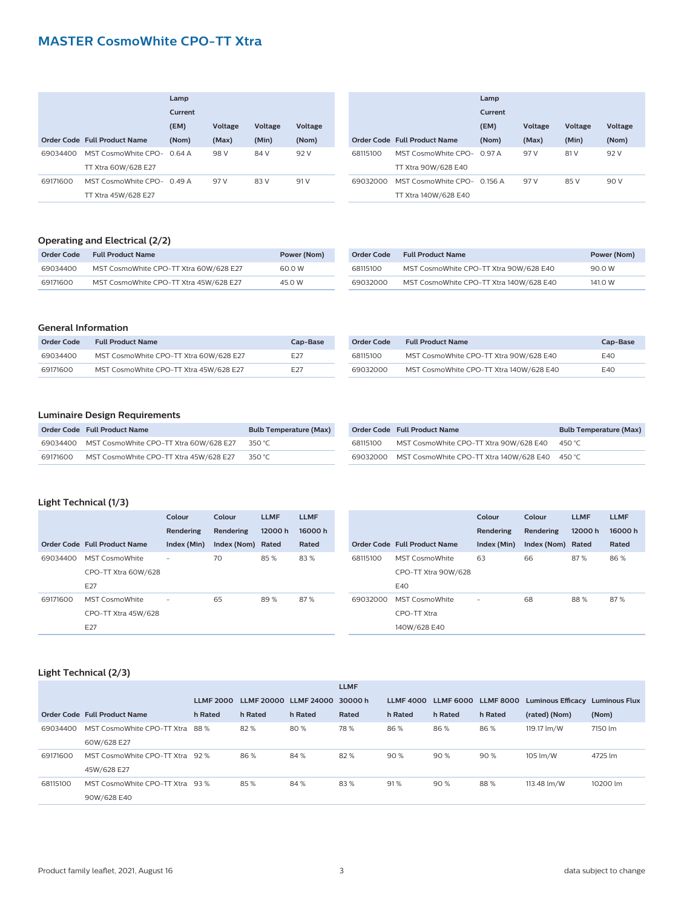## MASTER CosmoWhite CPO-TT Xtra

| Order Code | Full Product Name | Lamp Current (EM) (Nom) | Voltage (Max) | Voltage (Min) | Voltage (Nom) |
| --- | --- | --- | --- | --- | --- |
| 69034400 | MST CosmoWhite CPO-TT Xtra 60W/628 E27 | 0.64 A | 98 V | 84 V | 92 V |
| 69171600 | MST CosmoWhite CPO-TT Xtra 45W/628 E27 | 0.49 A | 97 V | 83 V | 91 V |
| 68115100 | MST CosmoWhite CPO-TT Xtra 90W/628 E40 | 0.97 A | 97 V | 81 V | 92 V |
| 69032000 | MST CosmoWhite CPO-TT Xtra 140W/628 E40 | 0.156 A | 97 V | 85 V | 90 V |

### Operating and Electrical (2/2)

| Order Code | Full Product Name | Power (Nom) |
| --- | --- | --- |
| 69034400 | MST CosmoWhite CPO-TT Xtra 60W/628 E27 | 60.0 W |
| 69171600 | MST CosmoWhite CPO-TT Xtra 45W/628 E27 | 45.0 W |
| 68115100 | MST CosmoWhite CPO-TT Xtra 90W/628 E40 | 90.0 W |
| 69032000 | MST CosmoWhite CPO-TT Xtra 140W/628 E40 | 141.0 W |

### General Information

| Order Code | Full Product Name | Cap-Base |
| --- | --- | --- |
| 69034400 | MST CosmoWhite CPO-TT Xtra 60W/628 E27 | E27 |
| 69171600 | MST CosmoWhite CPO-TT Xtra 45W/628 E27 | E27 |
| 68115100 | MST CosmoWhite CPO-TT Xtra 90W/628 E40 | E40 |
| 69032000 | MST CosmoWhite CPO-TT Xtra 140W/628 E40 | E40 |

### Luminaire Design Requirements

| Order Code | Full Product Name | Bulb Temperature (Max) |
| --- | --- | --- |
| 69034400 | MST CosmoWhite CPO-TT Xtra 60W/628 E27 | 350 °C |
| 69171600 | MST CosmoWhite CPO-TT Xtra 45W/628 E27 | 350 °C |
| 68115100 | MST CosmoWhite CPO-TT Xtra 90W/628 E40 | 450 °C |
| 69032000 | MST CosmoWhite CPO-TT Xtra 140W/628 E40 | 450 °C |

### Light Technical (1/3)

| Order Code | Full Product Name | Colour Rendering Index (Min) | Colour Rendering Index (Nom) | LLMF 12000 h Rated | LLMF 16000 h Rated |
| --- | --- | --- | --- | --- | --- |
| 69034400 | MST CosmoWhite CPO-TT Xtra 60W/628 E27 | - | 70 | 85 % | 83 % |
| 69171600 | MST CosmoWhite CPO-TT Xtra 45W/628 E27 | - | 65 | 89 % | 87 % |
| 68115100 | MST CosmoWhite CPO-TT Xtra 90W/628 E40 | 63 | 66 | 87 % | 86 % |
| 69032000 | MST CosmoWhite CPO-TT Xtra 140W/628 E40 | - | 68 | 88 % | 87 % |

### Light Technical (2/3)

| Order Code | Full Product Name | LLMF 2000 h Rated | LLMF 20000 h Rated | LLMF 24000 h Rated | LLMF 30000 h Rated | LLMF 4000 h Rated | LLMF 6000 h Rated | LLMF 8000 h Rated | Luminous Efficacy (rated) (Nom) | Luminous Flux (Nom) |
| --- | --- | --- | --- | --- | --- | --- | --- | --- | --- | --- |
| 69034400 | MST CosmoWhite CPO-TT Xtra 60W/628 E27 | 88 % | 82 % | 80 % | 78 % | 86 % | 86 % | 86 % | 119.17 lm/W | 7150 lm |
| 69171600 | MST CosmoWhite CPO-TT Xtra 45W/628 E27 | 92 % | 86 % | 84 % | 82 % | 90 % | 90 % | 90 % | 105 lm/W | 4725 lm |
| 68115100 | MST CosmoWhite CPO-TT Xtra 90W/628 E40 | 93 % | 85 % | 84 % | 83 % | 91 % | 90 % | 88 % | 113.48 lm/W | 10200 lm |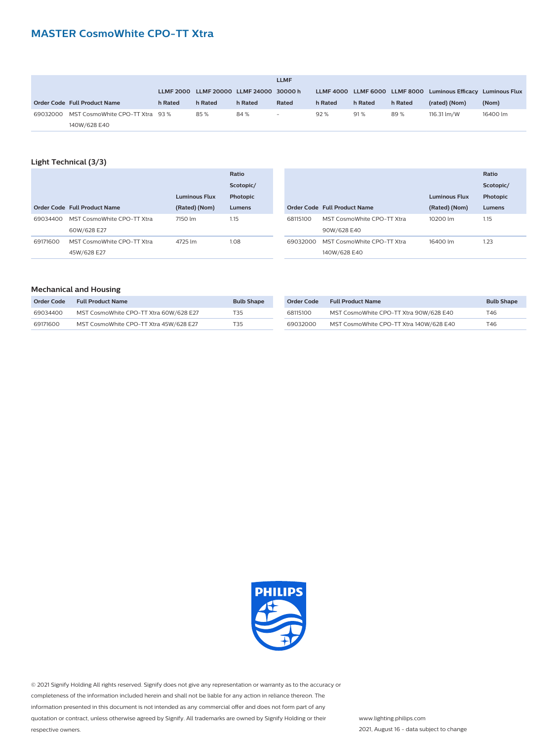## MASTER CosmoWhite CPO-TT Xtra

| Order Code | Full Product Name | LLMF 2000 h Rated | LLMF 20000 h Rated | LLMF 24000 h Rated | LLMF 30000 h Rated | LLMF 4000 h Rated | LLMF 6000 h Rated | LLMF 8000 h Rated | Luminous Efficacy (rated) (Nom) | Luminous Flux (Nom) |
|---|---|---|---|---|---|---|---|---|---|---|
| 69032000 | MST CosmoWhite CPO-TT Xtra 140W/628 E40 | 93 % | 85 % | 84 % | - | 92 % | 91 % | 89 % | 116.31 lm/W | 16400 lm |

### Light Technical (3/3)

| Order Code | Full Product Name | Luminous Flux (Rated) (Nom) | Ratio Scotopic/ Photopic Lumens |
|---|---|---|---|
| 69034400 | MST CosmoWhite CPO-TT Xtra 60W/628 E27 | 7150 lm | 1.15 |
| 69171600 | MST CosmoWhite CPO-TT Xtra 45W/628 E27 | 4725 lm | 1.08 |
| 68115100 | MST CosmoWhite CPO-TT Xtra 90W/628 E40 | 10200 lm | 1.15 |
| 69032000 | MST CosmoWhite CPO-TT Xtra 140W/628 E40 | 16400 lm | 1.23 |

### Mechanical and Housing

| Order Code | Full Product Name | Bulb Shape |
|---|---|---|
| 69034400 | MST CosmoWhite CPO-TT Xtra 60W/628 E27 | T35 |
| 69171600 | MST CosmoWhite CPO-TT Xtra 45W/628 E27 | T35 |
| 68115100 | MST CosmoWhite CPO-TT Xtra 90W/628 E40 | T46 |
| 69032000 | MST CosmoWhite CPO-TT Xtra 140W/628 E40 | T46 |

PHILIPS

© 2021 Signify Holding All rights reserved. Signify does not give any representation or warranty as to the accuracy or completeness of the information included herein and shall not be liable for any action in reliance thereon. The information presented in this document is not intended as any commercial offer and does not form part of any quotation or contract, unless otherwise agreed by Signify. All trademarks are owned by Signify Holding or their respective owners.

www.lighting.philips.com

2021, August 16 - data subject to change